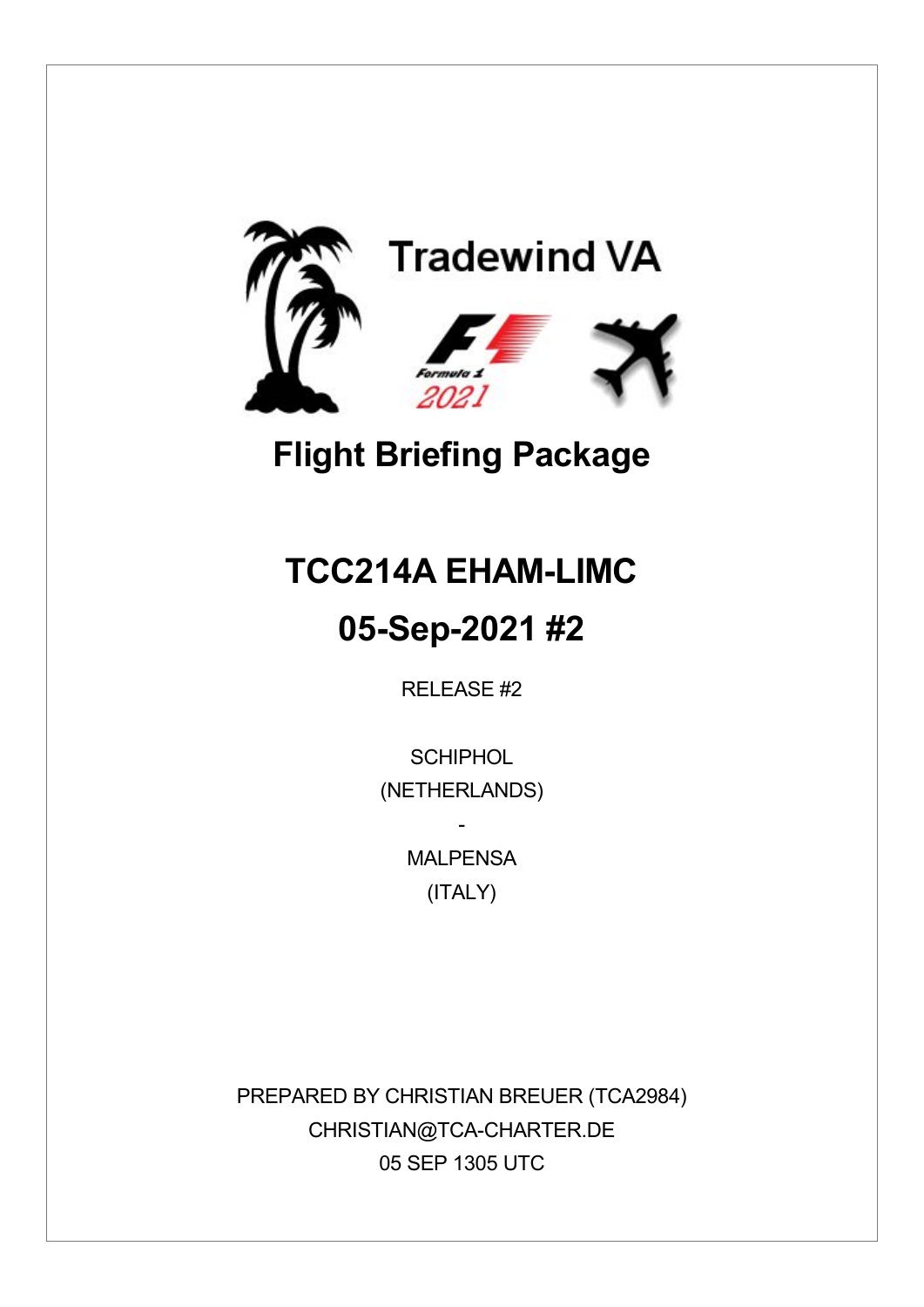Tradewind VA

# Flight Briefing Package

## TCC214A EHAM-LIMC

## 05-Sep-2021 #2

RELEASE #2

SCHIPHOL
(NETHERLANDS)
-
MALPENSA
(ITALY)

PREPARED BY CHRISTIAN BREUER (TCA2984)
CHRISTIAN@TCA-CHARTER.DE
05 SEP 1305 UTC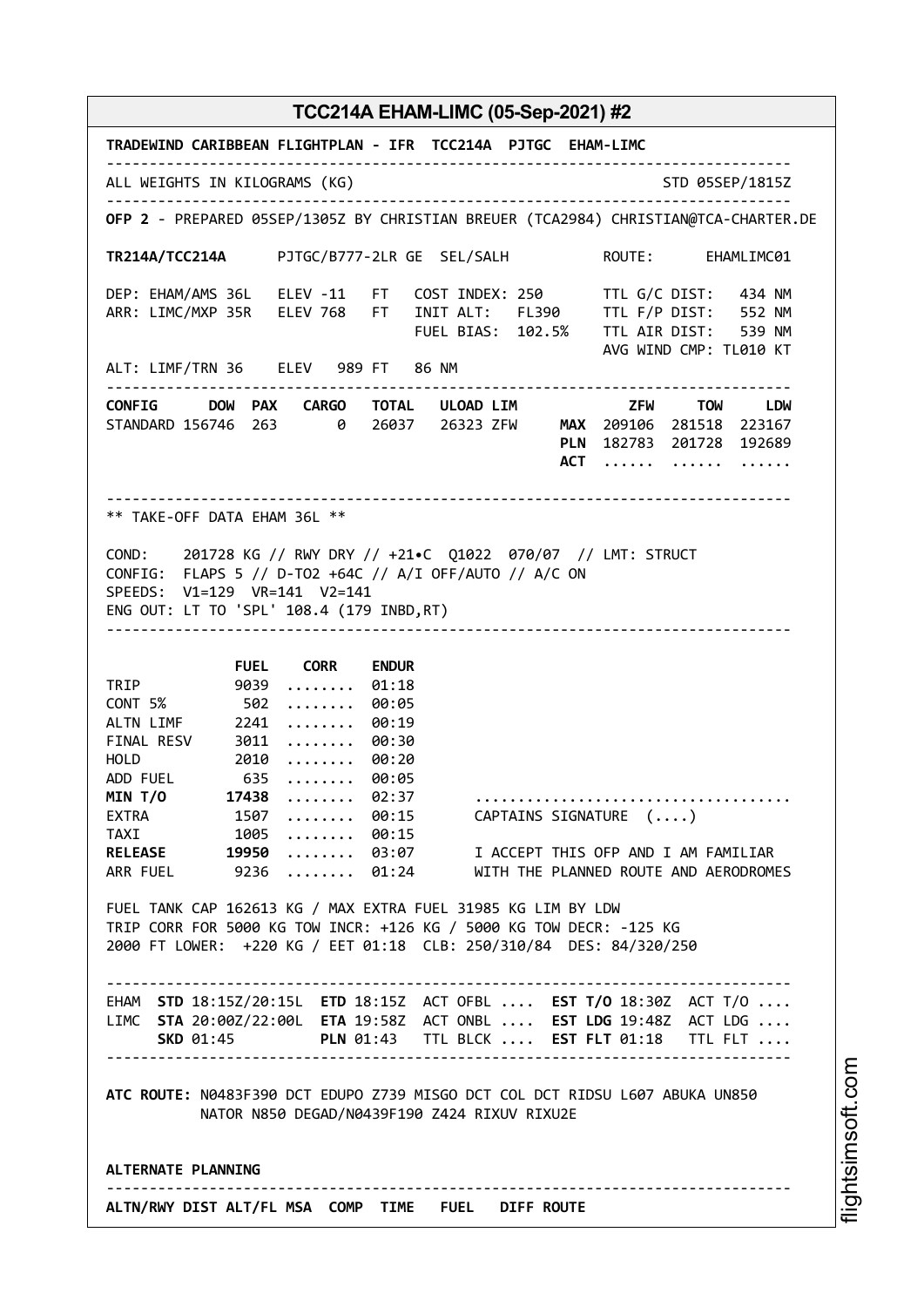## TCC214A EHAM-LIMC (05-Sep-2021) #2

**TRADEWIND CARIBBEAN FLIGHTPLAN - IFR TCC214A PJTGC EHAM-LIMC**

```
--------------------------------------------------------------------------------
ALL WEIGHTS IN KILOGRAMS (KG)                                    STD 05SEP/1815Z
--------------------------------------------------------------------------------
OFP 2 - PREPARED 05SEP/1305Z BY CHRISTIAN BREUER (TCA2984) CHRISTIAN@TCA-CHARTER.DE

TR214A/TCC214A      PJTGC/B777-2LR GE  SEL/SALH          ROUTE:      EHAMLIMC01

DEP: EHAM/AMS 36L   ELEV -11   FT   COST INDEX: 250       TTL G/C DIST:   434 NM
ARR: LIMC/MXP 35R   ELEV 768   FT   INIT ALT:   FL390     TTL F/P DIST:   552 NM
                                    FUEL BIAS:  102.5%    TTL AIR DIST:   539 NM
                                                          AVG WIND CMP: TL010 KT
ALT: LIMF/TRN 36    ELEV   989 FT   86 NM
--------------------------------------------------------------------------------
CONFIG      DOW PAX   CARGO   TOTAL   ULOAD LIM             ZFW     TOW     LDW
STANDARD 156746  263      0   26037   26323 ZFW     MAX  209106  281518  223167
                                                    PLN  182783  201728  192689
                                                    ACT  ......  ......  ......

--------------------------------------------------------------------------------
** TAKE-OFF DATA EHAM 36L **

COND:    201728 KG // RWY DRY // +21•C  Q1022  070/07  // LMT: STRUCT
CONFIG:  FLAPS 5 // D-TO2 +64C // A/I OFF/AUTO // A/C ON
SPEEDS:  V1=129  VR=141  V2=141
ENG OUT: LT TO 'SPL' 108.4 (179 INBD,RT)
--------------------------------------------------------------------------------

              FUEL    CORR    ENDUR
TRIP          9039  ........  01:18
CONT 5%        502  ........  00:05
ALTN LIMF     2241  ........  00:19
FINAL RESV    3011  ........  00:30
HOLD          2010  ........  00:20
ADD FUEL       635  ........  00:05
MIN T/O      17438  ........  02:37      ....................................
EXTRA         1507  ........  00:15      CAPTAINS SIGNATURE  (....)
TAXI          1005  ........  00:15
RELEASE      19950  ........  03:07      I ACCEPT THIS OFP AND I AM FAMILIAR
ARR FUEL      9236  ........  01:24      WITH THE PLANNED ROUTE AND AERODROMES

FUEL TANK CAP 162613 KG / MAX EXTRA FUEL 31985 KG LIM BY LDW
TRIP CORR FOR 5000 KG TOW INCR: +126 KG / 5000 KG TOW DECR: -125 KG
2000 FT LOWER:  +220 KG / EET 01:18  CLB: 250/310/84  DES: 84/320/250

--------------------------------------------------------------------------------
EHAM  STD 18:15Z/20:15L  ETD 18:15Z  ACT OFBL ....  EST T/O 18:30Z  ACT T/O ....
LIMC  STA 20:00Z/22:00L  ETA 19:58Z  ACT ONBL ....  EST LDG 19:48Z  ACT LDG ....
      SKD 01:45          PLN 01:43   TTL BLCK ....  EST FLT 01:18   TTL FLT ....
--------------------------------------------------------------------------------

ATC ROUTE: N0483F390 DCT EDUPO Z739 MISGO DCT COL DCT RIDSU L607 ABUKA UN850
           NATOR N850 DEGAD/N0439F190 Z424 RIXUV RIXU2E


ALTERNATE PLANNING
--------------------------------------------------------------------------------
ALTN/RWY DIST ALT/FL MSA  COMP  TIME   FUEL   DIFF ROUTE
```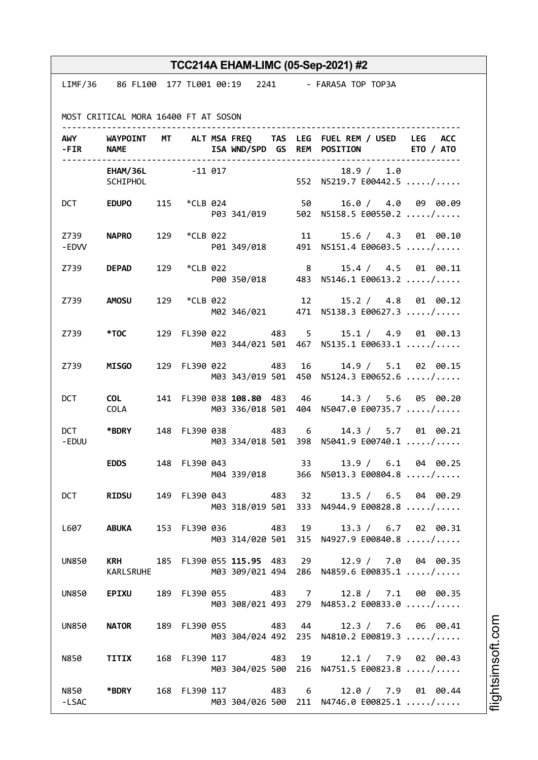# TCC214A EHAM-LIMC (05-Sep-2021) #2

```
LIMF/36    86 FL100  177 TL001 00:19   2241      - FARA5A TOP TOP3A


MOST CRITICAL MORA 16400 FT AT SOSON
-----------------------------------------------------------------------------
AWY      WAYPOINT  MT    ALT MSA FREQ    TAS  LEG  FUEL REM / USED   LEG  ACC
-FIR     NAME                ISA WND/SPD  GS  REM  POSITION          ETO / ATO
-----------------------------------------------------------------------------
         EHAM/36L        -11 017                        18.9 /  1.0
         SCHIPHOL                                  552  N5219.7 E00442.5 ...../.....

DCT      EDUPO     115   *CLB 024              50       16.0 /  4.0   09  00.09
                             P03 341/019      502  N5158.5 E00550.2 ...../.....

Z739     NAPRO     129   *CLB 022              11       15.6 /  4.3   01  00.10
-EDVV                        P01 349/018      491  N5151.4 E00603.5 ...../.....

Z739     DEPAD     129   *CLB 022               8       15.4 /  4.5   01  00.11
                             P00 350/018      483  N5146.1 E00613.2 ...../.....

Z739     AMOSU     129   *CLB 022              12       15.2 /  4.8   01  00.12
                             M02 346/021      471  N5138.3 E00627.3 ...../.....

Z739     *TOC      129  FL390 022         483   5       15.1 /  4.9   01  00.13
                             M03 344/021 501  467  N5135.1 E00633.1 ...../.....

Z739     MISGO     129  FL390 022         483  16       14.9 /  5.1   02  00.15
                             M03 343/019 501  450  N5124.3 E00652.6 ...../.....

DCT      COL       141  FL390 038 108.80  483  46       14.3 /  5.6   05  00.20
         COLA                M03 336/018 501  404  N5047.0 E00735.7 ...../.....

DCT      *BDRY     148  FL390 038         483   6       14.3 /  5.7   01  00.21
-EDUU                        M03 334/018 501  398  N5041.9 E00740.1 ...../.....

         EDDS      148  FL390 043              33       13.9 /  6.1   04  00.25
                             M04 339/018      366  N5013.3 E00804.8 ...../.....

DCT      RIDSU     149  FL390 043         483  32       13.5 /  6.5   04  00.29
                             M03 318/019 501  333  N4944.9 E00828.8 ...../.....

L607     ABUKA     153  FL390 036         483  19       13.3 /  6.7   02  00.31
                             M03 314/020 501  315  N4927.9 E00840.8 ...../.....

UN850    KRH       185  FL390 055 115.95  483  29       12.9 /  7.0   04  00.35
         KARLSRUHE           M03 309/021 494  286  N4859.6 E00835.1 ...../.....

UN850    EPIXU     189  FL390 055         483   7       12.8 /  7.1   00  00.35
                             M03 308/021 493  279  N4853.2 E00833.0 ...../.....

UN850    NATOR     189  FL390 055         483  44       12.3 /  7.6   06  00.41
                             M03 304/024 492  235  N4810.2 E00819.3 ...../.....

N850     TITIX     168  FL390 117         483  19       12.1 /  7.9   02  00.43
                             M03 304/025 500  216  N4751.5 E00823.8 ...../.....

N850     *BDRY     168  FL390 117         483   6       12.0 /  7.9   01  00.44
-LSAC                        M03 304/026 500  211  N4746.0 E00825.1 ...../.....
```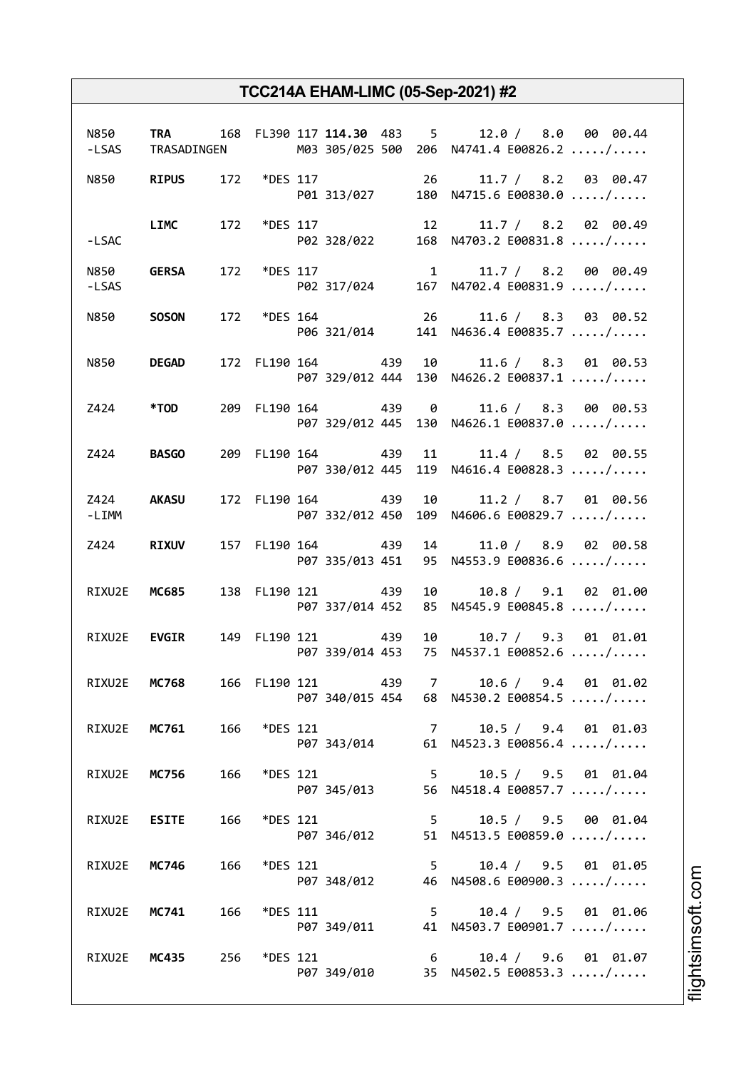## TCC214A EHAM-LIMC (05-Sep-2021) #2

```
N850    TRA       168  FL390 117 114.30  483   5      12.0 /  8.0  00  00.44
-LSAS   TRASADINGEN          M03 305/025 500  206  N4741.4 E00826.2 ...../.....

N850    RIPUS     172   *DES 117               26      11.7 /  8.2  03  00.47
                             P01 313/027      180  N4715.6 E00830.0 ...../.....

        LIMC      172   *DES 117               12      11.7 /  8.2  02  00.49
-LSAC                        P02 328/022      168  N4703.2 E00831.8 ...../.....

N850    GERSA     172   *DES 117                1      11.7 /  8.2  00  00.49
-LSAS                        P02 317/024      167  N4702.4 E00831.9 ...../.....

N850    SOSON     172   *DES 164               26      11.6 /  8.3  03  00.52
                             P06 321/014      141  N4636.4 E00835.7 ...../.....

N850    DEGAD     172  FL190 164         439   10      11.6 /  8.3  01  00.53
                             P07 329/012 444  130  N4626.2 E00837.1 ...../.....

Z424    *TOD      209  FL190 164         439    0      11.6 /  8.3  00  00.53
                             P07 329/012 445  130  N4626.1 E00837.0 ...../.....

Z424    BASGO     209  FL190 164         439   11      11.4 /  8.5  02  00.55
                             P07 330/012 445  119  N4616.4 E00828.3 ...../.....

Z424    AKASU     172  FL190 164         439   10      11.2 /  8.7  01  00.56
-LIMM                        P07 332/012 450  109  N4606.6 E00829.7 ...../.....

Z424    RIXUV     157  FL190 164         439   14      11.0 /  8.9  02  00.58
                             P07 335/013 451   95  N4553.9 E00836.6 ...../.....

RIXU2E  MC685     138  FL190 121         439   10      10.8 /  9.1  02  01.00
                             P07 337/014 452   85  N4545.9 E00845.8 ...../.....

RIXU2E  EVGIR     149  FL190 121         439   10      10.7 /  9.3  01  01.01
                             P07 339/014 453   75  N4537.1 E00852.6 ...../.....

RIXU2E  MC768     166  FL190 121         439    7      10.6 /  9.4  01  01.02
                             P07 340/015 454   68  N4530.2 E00854.5 ...../.....

RIXU2E  MC761     166   *DES 121                7      10.5 /  9.4  01  01.03
                             P07 343/014       61  N4523.3 E00856.4 ...../.....

RIXU2E  MC756     166   *DES 121                5      10.5 /  9.5  01  01.04
                             P07 345/013       56  N4518.4 E00857.7 ...../.....

RIXU2E  ESITE     166   *DES 121                5      10.5 /  9.5  00  01.04
                             P07 346/012       51  N4513.5 E00859.0 ...../.....

RIXU2E  MC746     166   *DES 121                5      10.4 /  9.5  01  01.05
                             P07 348/012       46  N4508.6 E00900.3 ...../.....

RIXU2E  MC741     166   *DES 111                5      10.4 /  9.5  01  01.06
                             P07 349/011       41  N4503.7 E00901.7 ...../.....

RIXU2E  MC435     256   *DES 121                6      10.4 /  9.6  01  01.07
                             P07 349/010       35  N4502.5 E00853.3 ...../.....
```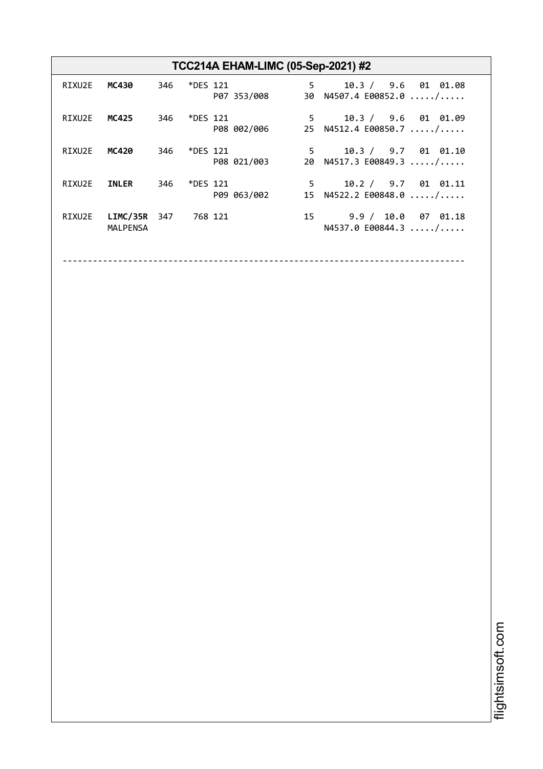**TCC214A EHAM-LIMC (05-Sep-2021) #2**

```
RIXU2E  MC430     346   *DES 121                5     10.3 /  9.6  01 01.08
                             P07 353/008       30  N4507.4 E00852.0 ...../.....

RIXU2E  MC425     346   *DES 121                5     10.3 /  9.6  01 01.09
                             P08 002/006       25  N4512.4 E00850.7 ...../.....

RIXU2E  MC420     346   *DES 121                5     10.3 /  9.7  01 01.10
                             P08 021/003       20  N4517.3 E00849.3 ...../.....

RIXU2E  INLER     346   *DES 121                5     10.2 /  9.7  01 01.11
                             P09 063/002       15  N4522.2 E00848.0 ...../.....

RIXU2E  LIMC/35R  347    768 121               15      9.9 / 10.0  07 01.18
        MALPENSA                                   N4537.0 E00844.3 ...../.....

--------------------------------------------------------------------------------
```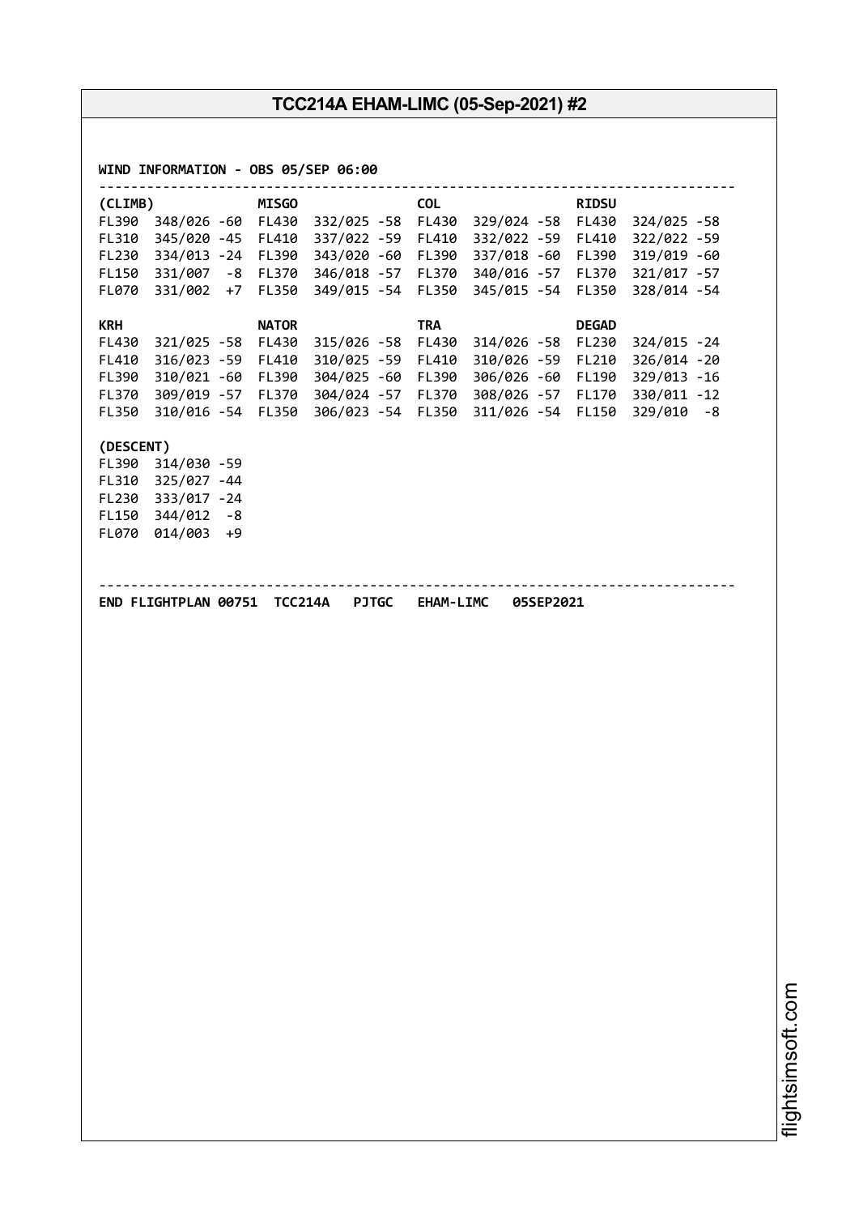# TCC214A EHAM-LIMC (05-Sep-2021) #2

```
WIND INFORMATION - OBS 05/SEP 06:00
--------------------------------------------------------------------------------
(CLIMB)               MISGO                 COL                   RIDSU
FL390  348/026 -60  FL430  332/025 -58  FL430  329/024 -58  FL430  324/025 -58
FL310  345/020 -45  FL410  337/022 -59  FL410  332/022 -59  FL410  322/022 -59
FL230  334/013 -24  FL390  343/020 -60  FL390  337/018 -60  FL390  319/019 -60
FL150  331/007  -8  FL370  346/018 -57  FL370  340/016 -57  FL370  321/017 -57
FL070  331/002  +7  FL350  349/015 -54  FL350  345/015 -54  FL350  328/014 -54

KRH                   NATOR                 TRA                   DEGAD
FL430  321/025 -58  FL430  315/026 -58  FL430  314/026 -58  FL230  324/015 -24
FL410  316/023 -59  FL410  310/025 -59  FL410  310/026 -59  FL210  326/014 -20
FL390  310/021 -60  FL390  304/025 -60  FL390  306/026 -60  FL190  329/013 -16
FL370  309/019 -57  FL370  304/024 -57  FL370  308/026 -57  FL170  330/011 -12
FL350  310/016 -54  FL350  306/023 -54  FL350  311/026 -54  FL150  329/010  -8

(DESCENT)
FL390  314/030 -59
FL310  325/027 -44
FL230  333/017 -24
FL150  344/012  -8
FL070  014/003  +9


--------------------------------------------------------------------------------
END FLIGHTPLAN 00751  TCC214A   PJTGC   EHAM-LIMC   05SEP2021
```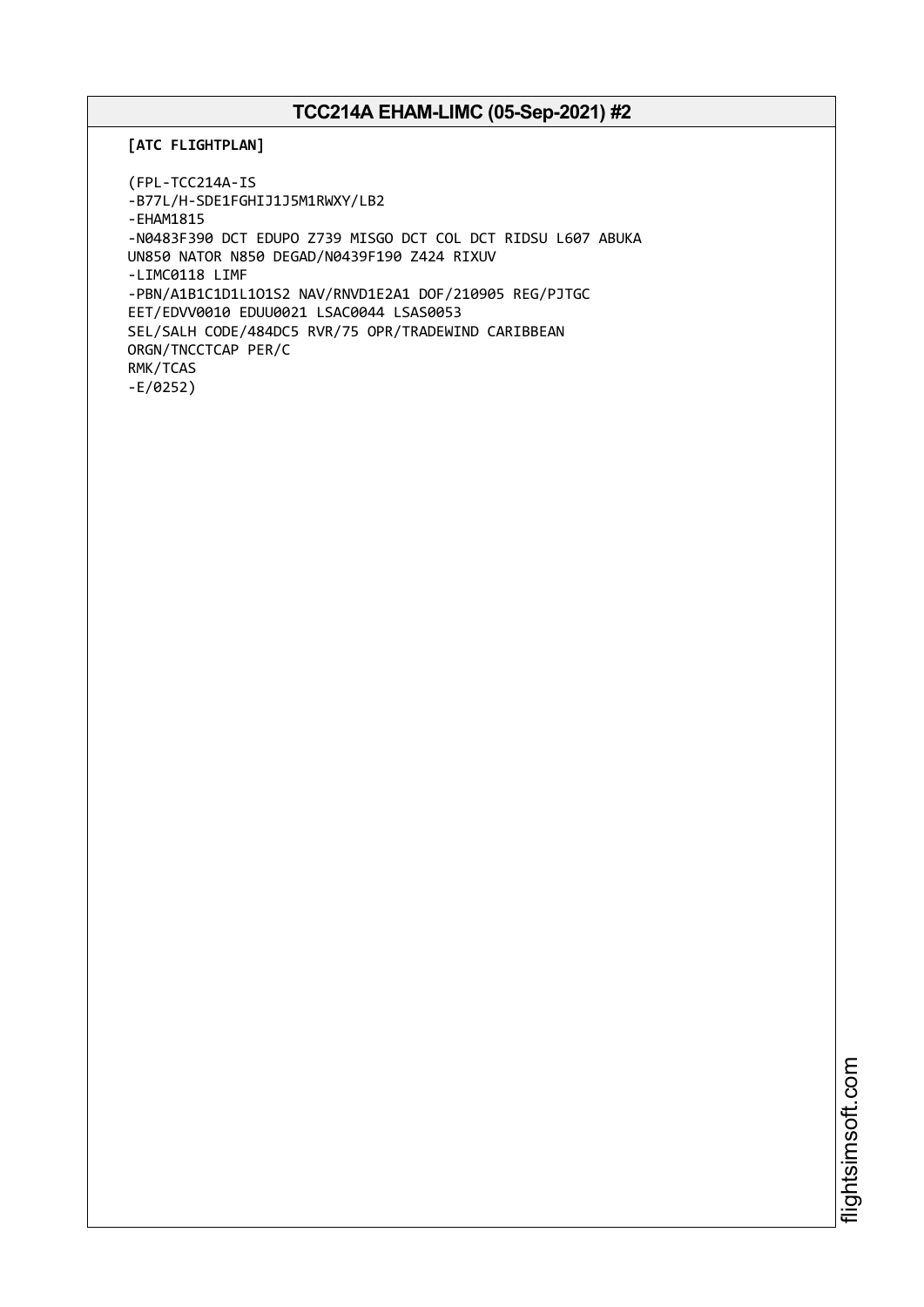## TCC214A EHAM-LIMC (05-Sep-2021) #2

**[ATC FLIGHTPLAN]**

```
(FPL-TCC214A-IS
-B77L/H-SDE1FGHIJ1J5M1RWXY/LB2
-EHAM1815
-N0483F390 DCT EDUPO Z739 MISGO DCT COL DCT RIDSU L607 ABUKA
UN850 NATOR N850 DEGAD/N0439F190 Z424 RIXUV
-LIMC0118 LIMF
-PBN/A1B1C1D1L1O1S2 NAV/RNVD1E2A1 DOF/210905 REG/PJTGC
EET/EDVV0010 EDUU0021 LSAC0044 LSAS0053
SEL/SALH CODE/484DC5 RVR/75 OPR/TRADEWIND CARIBBEAN
ORGN/TNCCTCAP PER/C
RMK/TCAS
-E/0252)
```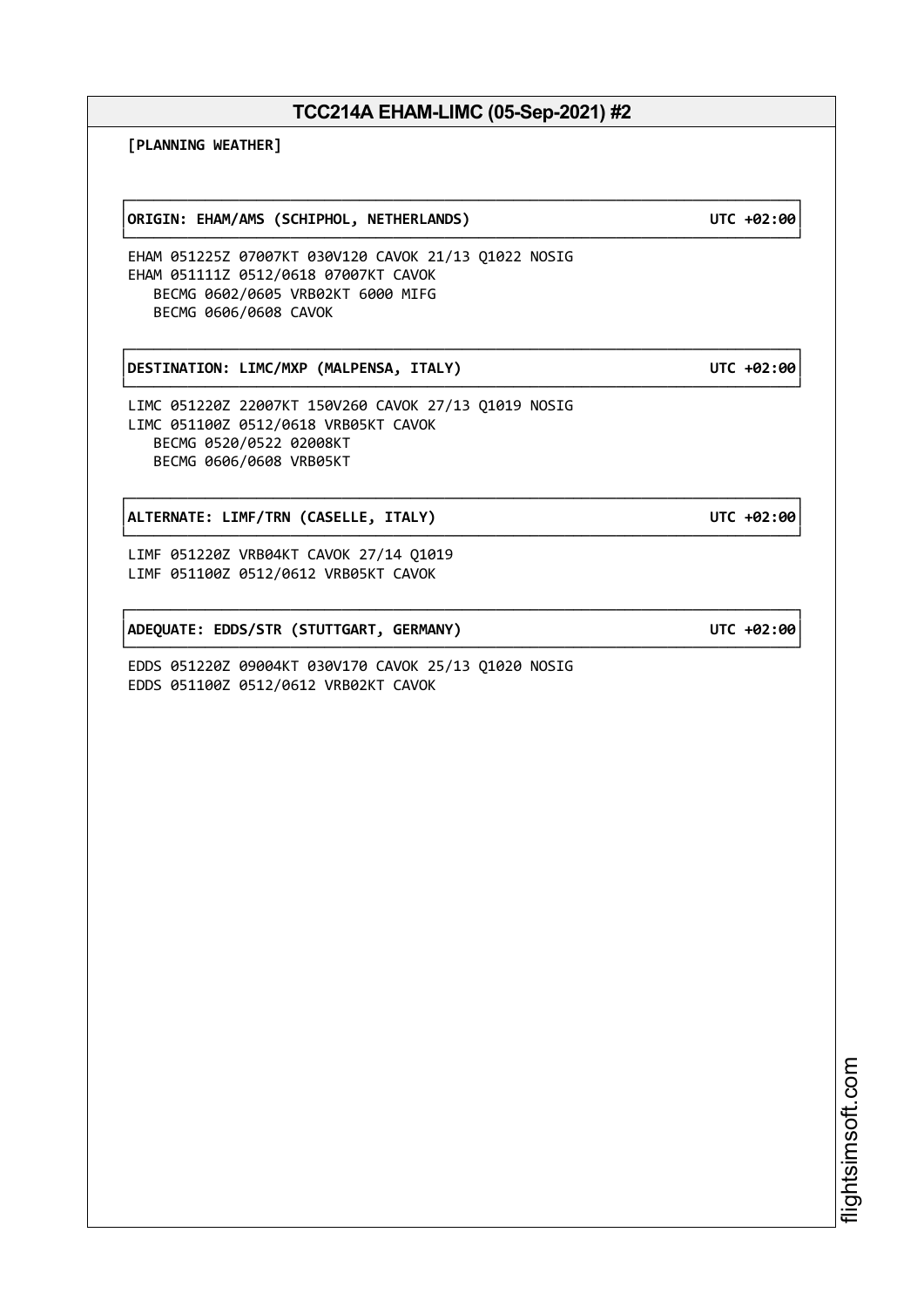## TCC214A EHAM-LIMC (05-Sep-2021) #2

**[PLANNING WEATHER]**

**ORIGIN: EHAM/AMS (SCHIPHOL, NETHERLANDS)** **UTC +02:00**

```
EHAM 051225Z 07007KT 030V120 CAVOK 21/13 Q1022 NOSIG
EHAM 051111Z 0512/0618 07007KT CAVOK
   BECMG 0602/0605 VRB02KT 6000 MIFG
   BECMG 0606/0608 CAVOK
```

**DESTINATION: LIMC/MXP (MALPENSA, ITALY)** **UTC +02:00**

```
LIMC 051220Z 22007KT 150V260 CAVOK 27/13 Q1019 NOSIG
LIMC 051100Z 0512/0618 VRB05KT CAVOK
   BECMG 0520/0522 02008KT
   BECMG 0606/0608 VRB05KT
```

**ALTERNATE: LIMF/TRN (CASELLE, ITALY)** **UTC +02:00**

```
LIMF 051220Z VRB04KT CAVOK 27/14 Q1019
LIMF 051100Z 0512/0612 VRB05KT CAVOK
```

**ADEQUATE: EDDS/STR (STUTTGART, GERMANY)** **UTC +02:00**

```
EDDS 051220Z 09004KT 030V170 CAVOK 25/13 Q1020 NOSIG
EDDS 051100Z 0512/0612 VRB02KT CAVOK
```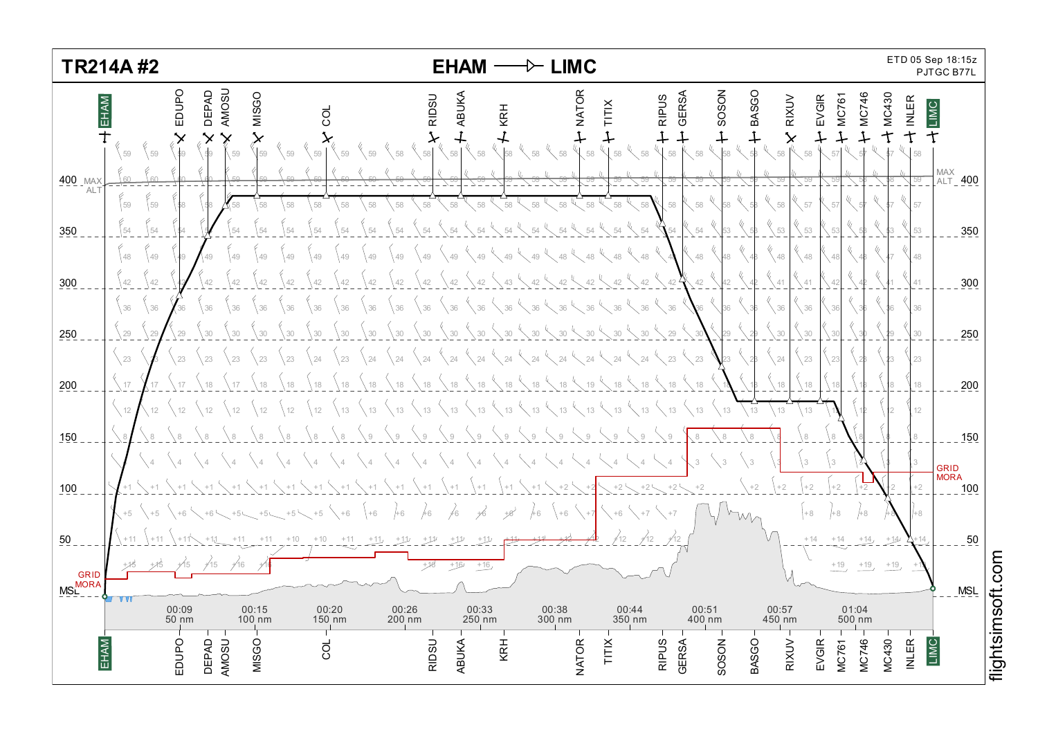# TR214A #2

## EHAM ⟶ LIMC

ETD 05 Sep 18:15z
PJTGC B77L

Waypoints: EHAM, EDUPO, DEPAD, AMOSU, MISGO, COL, RIDSU, ABUKA, KRH, NATOR, TITIX, RIPUS, GERSA, SOSON, BASGO, RIXUV, EVGIR, MC761, MC746, MC430, INLER, LIMC

Altitude scale: MSL, 50, 100, 150, 200, 250, 300, 350, 400

MAX ALT

GRID MORA

| Time | Distance |
|---|---|
| 00:09 | 50 nm |
| 00:15 | 100 nm |
| 00:20 | 150 nm |
| 00:26 | 200 nm |
| 00:33 | 250 nm |
| 00:38 | 300 nm |
| 00:44 | 350 nm |
| 00:51 | 400 nm |
| 00:57 | 450 nm |
| 01:04 | 500 nm |

flightsimsoft.com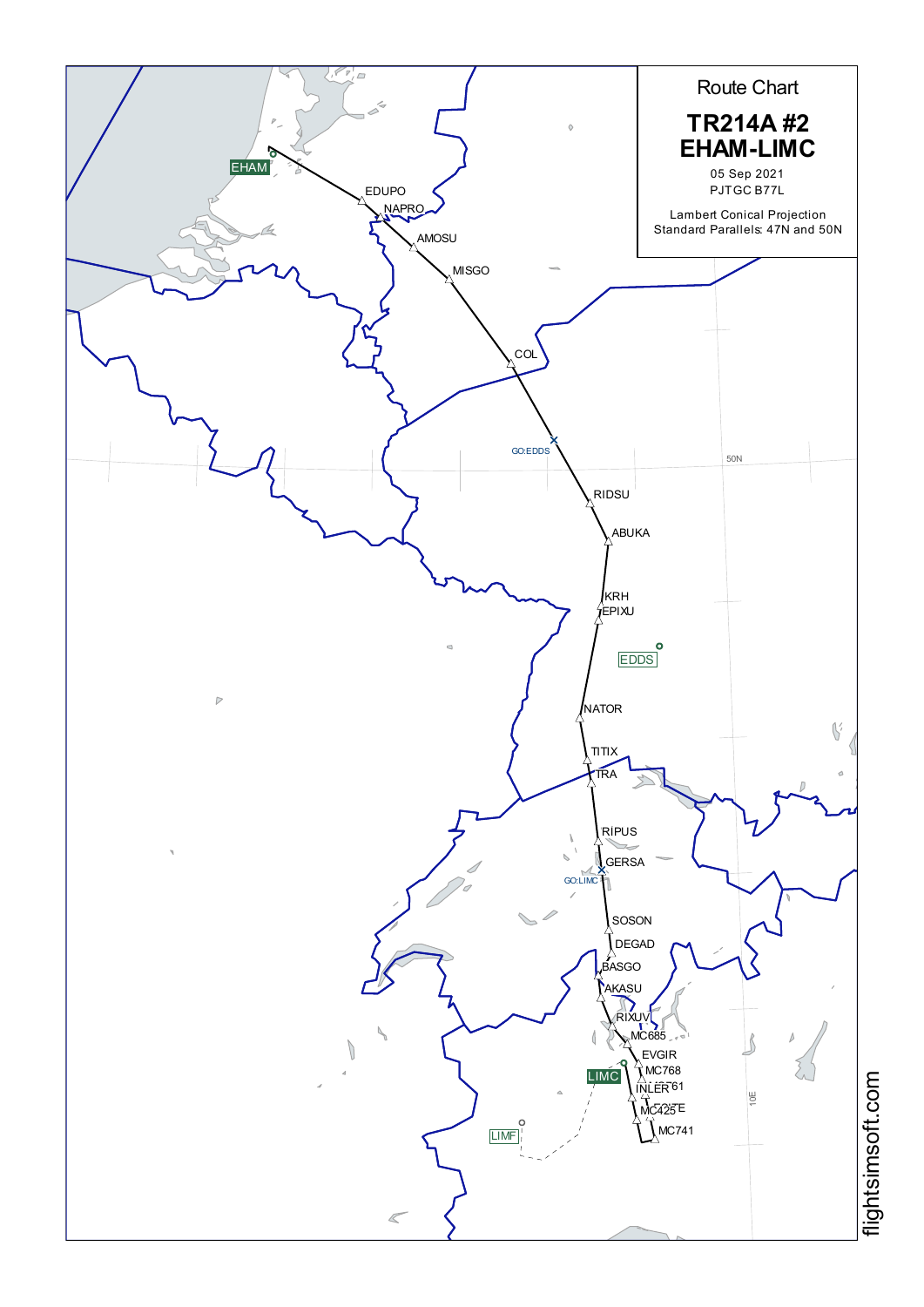# Route Chart

## TR214A #2
## EHAM-LIMC

05 Sep 2021

PJTGC B77L

Lambert Conical Projection
Standard Parallels: 47N and 50N

EHAM
EDUPO
NAPRO
AMOSU
MISGO
COL
GO:EDDS
50N
RIDSU
ABUKA
KRH
EPIXU
EDDS
NATOR
TITIX
TRA
RIPUS
GERSA
GO:LIMC
SOSON
DEGAD
BASGO
AKASU
RIXUV
MC685
EVGIR
MC768
LIMC
INLER
MC761
MC425
MC741
LIMF
10E

flightsimsoft.com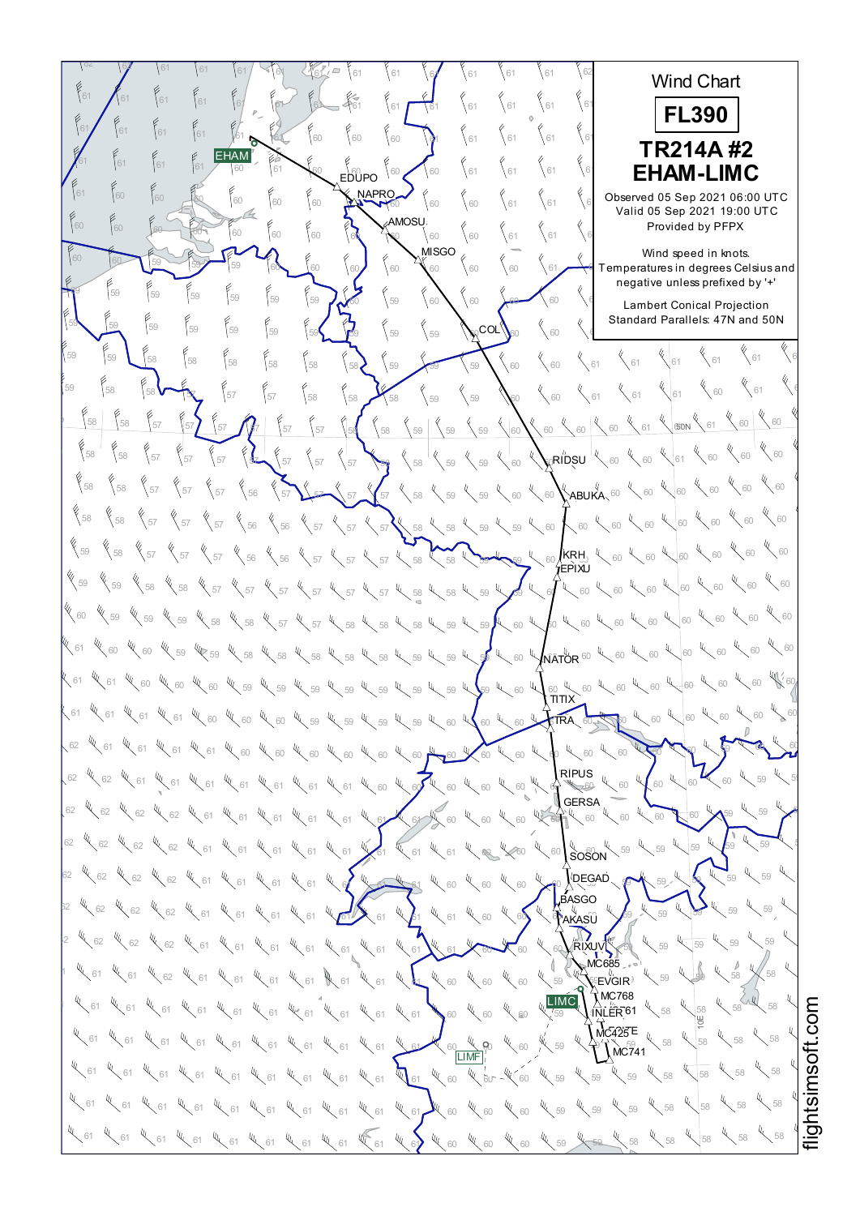# Wind Chart

**FL390**

**TR214A #2**
**EHAM-LIMC**

Observed 05 Sep 2021 06:00 UTC
Valid 05 Sep 2021 19:00 UTC
Provided by PFPX

Wind speed in knots.
Temperatures in degrees Celsius and negative unless prefixed by '+'

Lambert Conical Projection
Standard Parallels: 47N and 50N

EHAM, EDUPO, NAPRO, AMOSU, MISGO, COL, RIDSU, ABUKA, KRH, EPIXU, NATOR, TITIX, TRA, RIPUS, GERSA, SOSON, DEGAD, BASGO, AKASU, RIXUV, MC685, EVGIR, MC768, LIMC, INLER, MC425, MC741, LIMF

flightsimsoft.com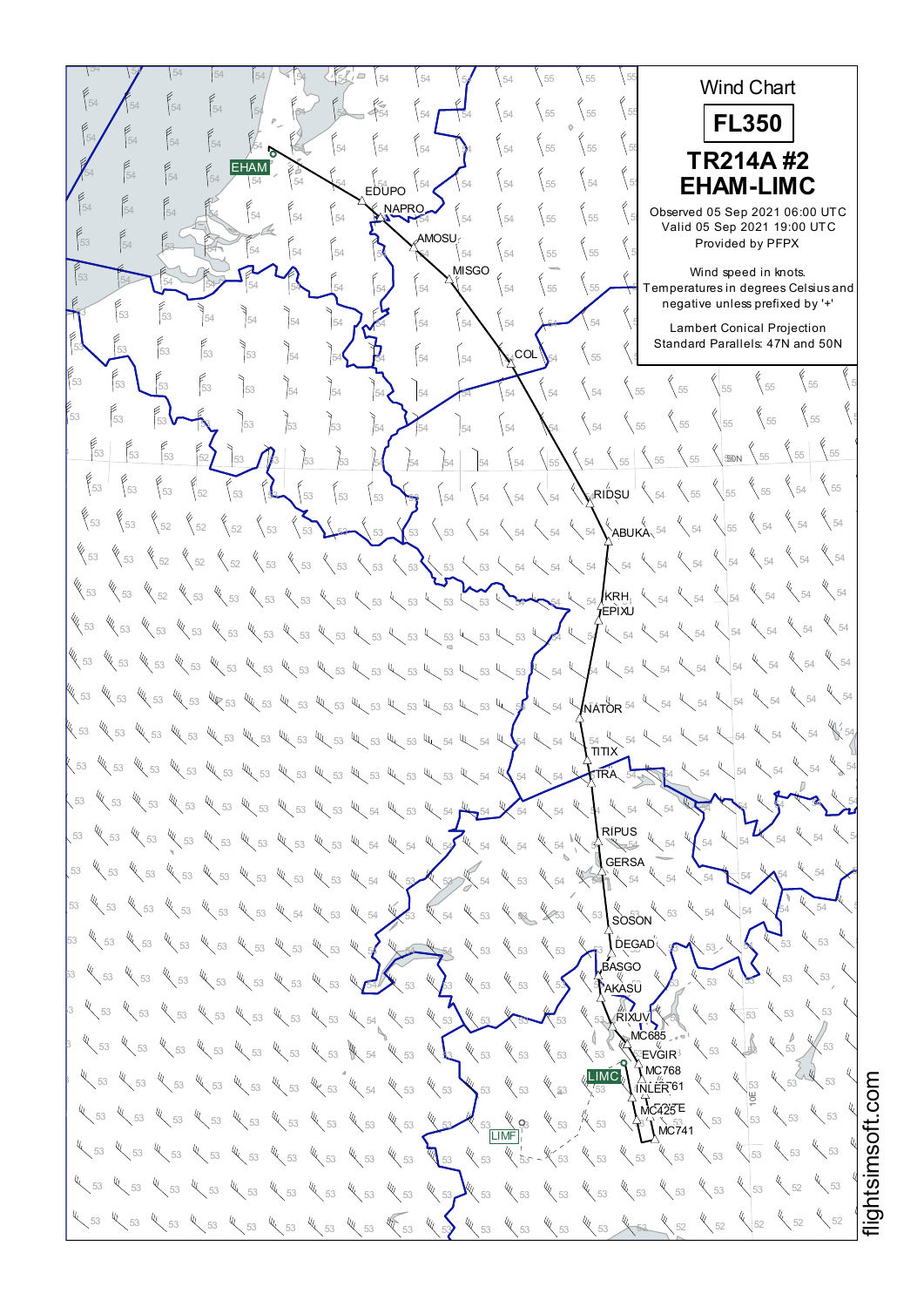# Wind Chart

**FL350**

## TR214A #2
## EHAM-LIMC

Observed 05 Sep 2021 06:00 UTC
Valid 05 Sep 2021 19:00 UTC
Provided by PFPX

Wind speed in knots.
Temperatures in degrees Celsius and negative unless prefixed by '+'

Lambert Conical Projection
Standard Parallels: 47N and 50N

EHAM, EDUPO, NAPRO, AMOSU, MISGO, COL, RIDSU, ABUKA, KRH, EPIXU, NATOR, TITIX, TRA, RIPUS, GERSA, SOSON, DEGAD, BASGO, AKASU, RIXUV, MC685, EVGIR, MC768, LIMC, INLER, MC761, MC425, COZTE, MC741, LIMF

50N

10E

flightsimsoft.com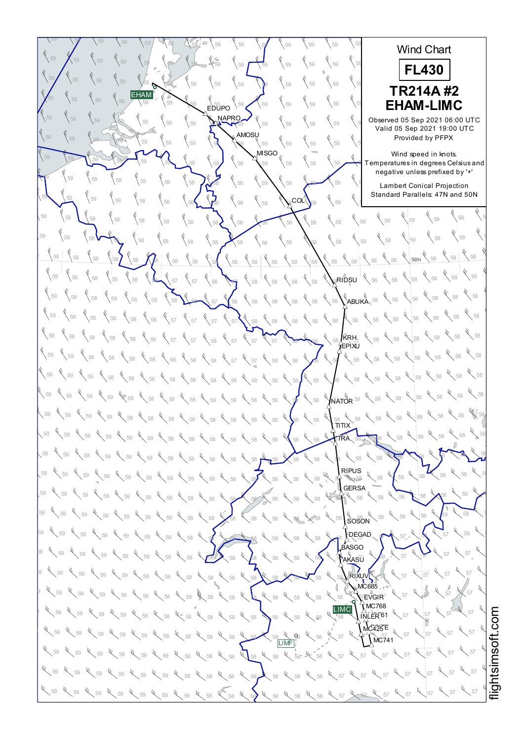# Wind Chart

## FL430

## TR214A #2 EHAM-LIMC

Observed 05 Sep 2021 06:00 UTC
Valid 05 Sep 2021 19:00 UTC
Provided by PFPX

Wind speed in knots.
Temperatures in degrees Celsius and negative unless prefixed by '+'

Lambert Conical Projection
Standard Parallels: 47N and 50N

EHAM, EDUPO, NAPRO, AMOSU, MISGO, COL, RIDSU, ABUKA, KRH, EPIXU, NATOR, TITIX, TRA, RIPUS, GERSA, SOSON, DEGAD, BASGO, AKASU, RIXUV, MC685, EVGIR, MC768, INLER, MC761, MC425, CO7TE, MC741, LIMC, LIMF

flightsimsoft.com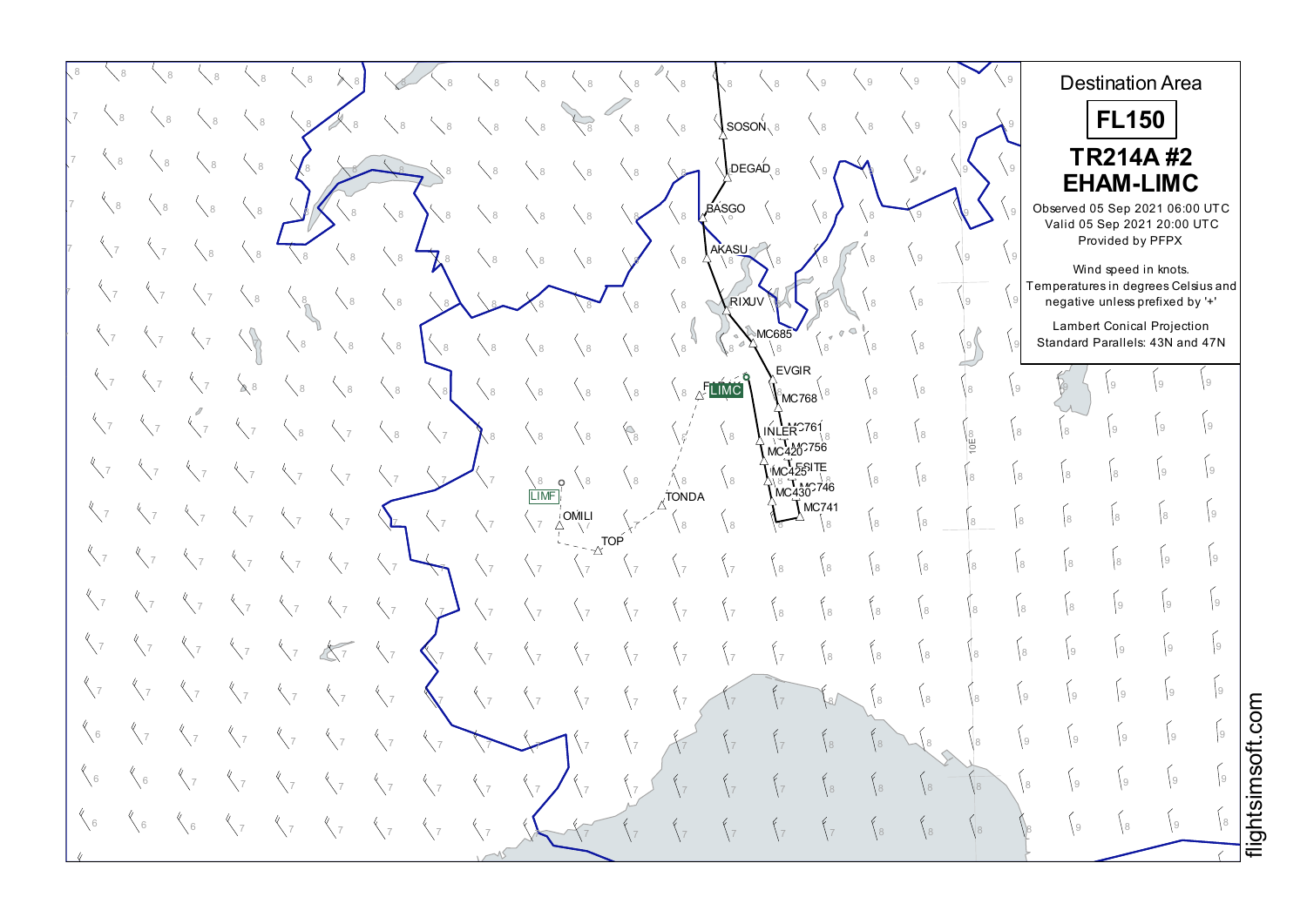Destination Area

**FL150**

**TR214A #2**
**EHAM-LIMC**

Observed 05 Sep 2021 06:00 UTC
Valid 05 Sep 2021 20:00 UTC
Provided by PFPX

Wind speed in knots.
Temperatures in degrees Celsius and negative unless prefixed by '+'

Lambert Conical Projection
Standard Parallels: 43N and 47N

SOSON
DEGAD
BASGO
AKASU
RIXUV
MC685
EVGIR
MC768
LIMC
INLER
MC761
MC756
MC420
MC425
ESITE
MC746
MC430
MC741
LIMF
OMILI
TOP
TONDA
10E

flightsimsoft.com